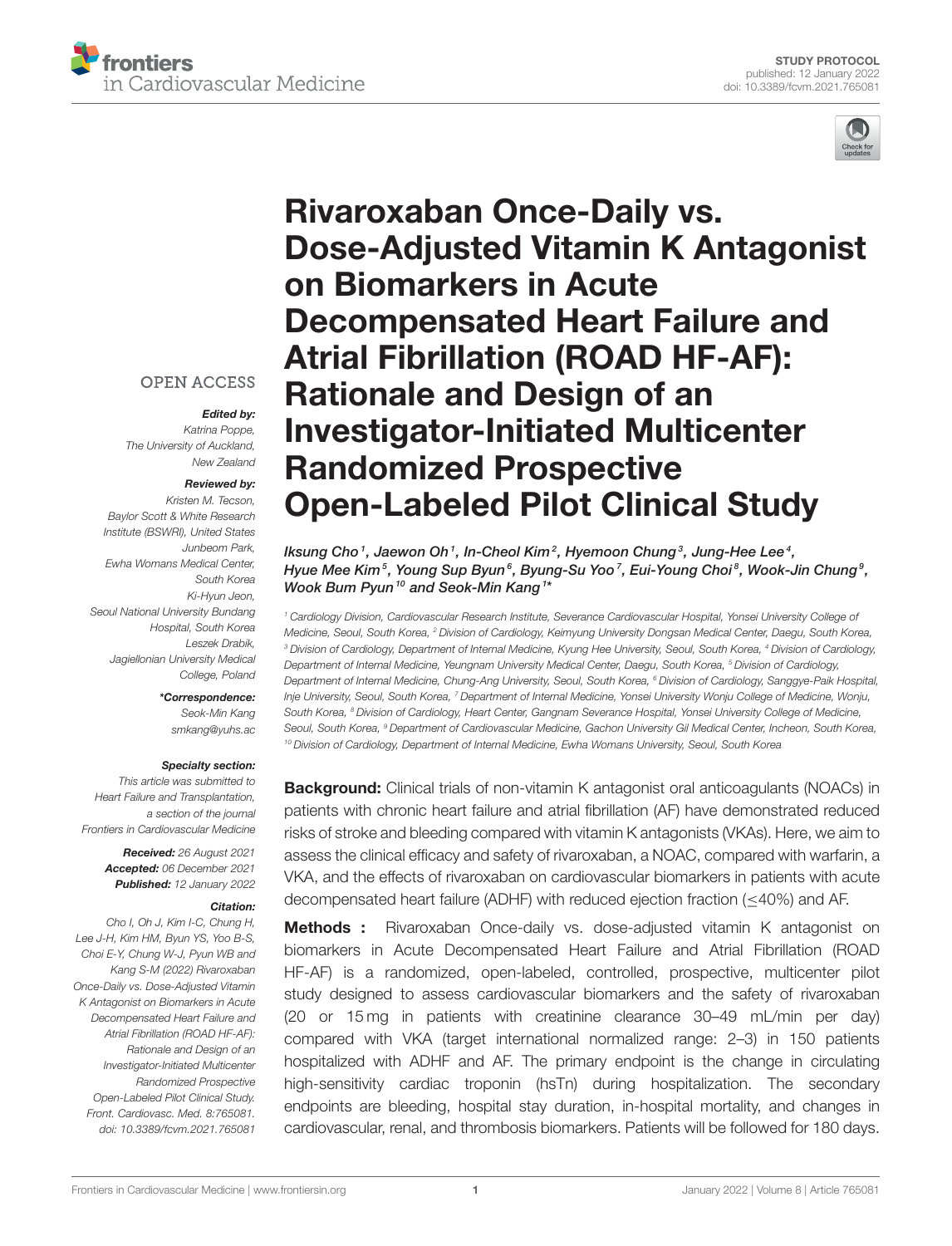STUDY PROTOCOL
published: 12 January 2022
doi: 10.3389/fcvm.2021.765081

# Rivaroxaban Once-Daily vs. Dose-Adjusted Vitamin K Antagonist on Biomarkers in Acute Decompensated Heart Failure and Atrial Fibrillation (ROAD HF-AF): Rationale and Design of an Investigator-Initiated Multicenter Randomized Prospective Open-Labeled Pilot Clinical Study

*Iksung Cho[1], Jaewon Oh[1], In-Cheol Kim[2], Hyemoon Chung[3], Jung-Hee Lee[4], Hyue Mee Kim[5], Young Sup Byun[6], Byung-Su Yoo[7], Eui-Young Choi[8], Wook-Jin Chung[9], Wook Bum Pyun[10] and Seok-Min Kang[1]**

[1] Cardiology Division, Cardiovascular Research Institute, Severance Cardiovascular Hospital, Yonsei University College of Medicine, Seoul, South Korea, [2] Division of Cardiology, Keimyung University Dongsan Medical Center, Daegu, South Korea, [3] Division of Cardiology, Department of Internal Medicine, Kyung Hee University, Seoul, South Korea, [4] Division of Cardiology, Department of Internal Medicine, Yeungnam University Medical Center, Daegu, South Korea, [5] Division of Cardiology, Department of Internal Medicine, Chung-Ang University, Seoul, South Korea, [6] Division of Cardiology, Sanggye-Paik Hospital, Inje University, Seoul, South Korea, [7] Department of Internal Medicine, Yonsei University Wonju College of Medicine, Wonju, South Korea, [8] Division of Cardiology, Heart Center, Gangnam Severance Hospital, Yonsei University College of Medicine, Seoul, South Korea, [9] Department of Cardiovascular Medicine, Gachon University Gil Medical Center, Incheon, South Korea, [10] Division of Cardiology, Department of Internal Medicine, Ewha Womans University, Seoul, South Korea

OPEN ACCESS

***Edited by:***
*Katrina Poppe, The University of Auckland, New Zealand*

***Reviewed by:***
*Kristen M. Tecson, Baylor Scott & White Research Institute (BSWRI), United States*
*Junbeom Park, Ewha Womans Medical Center, South Korea*
*Ki-Hyun Jeon, Seoul National University Bundang Hospital, South Korea*
*Leszek Drabik, Jagiellonian University Medical College, Poland*

***\*Correspondence:***
*Seok-Min Kang*
*smkang@yuhs.ac*

***Specialty section:***
*This article was submitted to Heart Failure and Transplantation, a section of the journal Frontiers in Cardiovascular Medicine*

***Received:*** *26 August 2021*
***Accepted:*** *06 December 2021*
***Published:*** *12 January 2022*

***Citation:***
*Cho I, Oh J, Kim I-C, Chung H, Lee J-H, Kim HM, Byun YS, Yoo B-S, Choi E-Y, Chung W-J, Pyun WB and Kang S-M (2022) Rivaroxaban Once-Daily vs. Dose-Adjusted Vitamin K Antagonist on Biomarkers in Acute Decompensated Heart Failure and Atrial Fibrillation (ROAD HF-AF): Rationale and Design of an Investigator-Initiated Multicenter Randomized Prospective Open-Labeled Pilot Clinical Study. Front. Cardiovasc. Med. 8:765081. doi: 10.3389/fcvm.2021.765081*

**Background:** Clinical trials of non-vitamin K antagonist oral anticoagulants (NOACs) in patients with chronic heart failure and atrial fibrillation (AF) have demonstrated reduced risks of stroke and bleeding compared with vitamin K antagonists (VKAs). Here, we aim to assess the clinical efficacy and safety of rivaroxaban, a NOAC, compared with warfarin, a VKA, and the effects of rivaroxaban on cardiovascular biomarkers in patients with acute decompensated heart failure (ADHF) with reduced ejection fraction ($\leq$40%) and AF.

**Methods :** Rivaroxaban Once-daily vs. dose-adjusted vitamin K antagonist on biomarkers in Acute Decompensated Heart Failure and Atrial Fibrillation (ROAD HF-AF) is a randomized, open-labeled, controlled, prospective, multicenter pilot study designed to assess cardiovascular biomarkers and the safety of rivaroxaban (20 or 15 mg in patients with creatinine clearance 30–49 mL/min per day) compared with VKA (target international normalized range: 2–3) in 150 patients hospitalized with ADHF and AF. The primary endpoint is the change in circulating high-sensitivity cardiac troponin (hsTn) during hospitalization. The secondary endpoints are bleeding, hospital stay duration, in-hospital mortality, and changes in cardiovascular, renal, and thrombosis biomarkers. Patients will be followed for 180 days.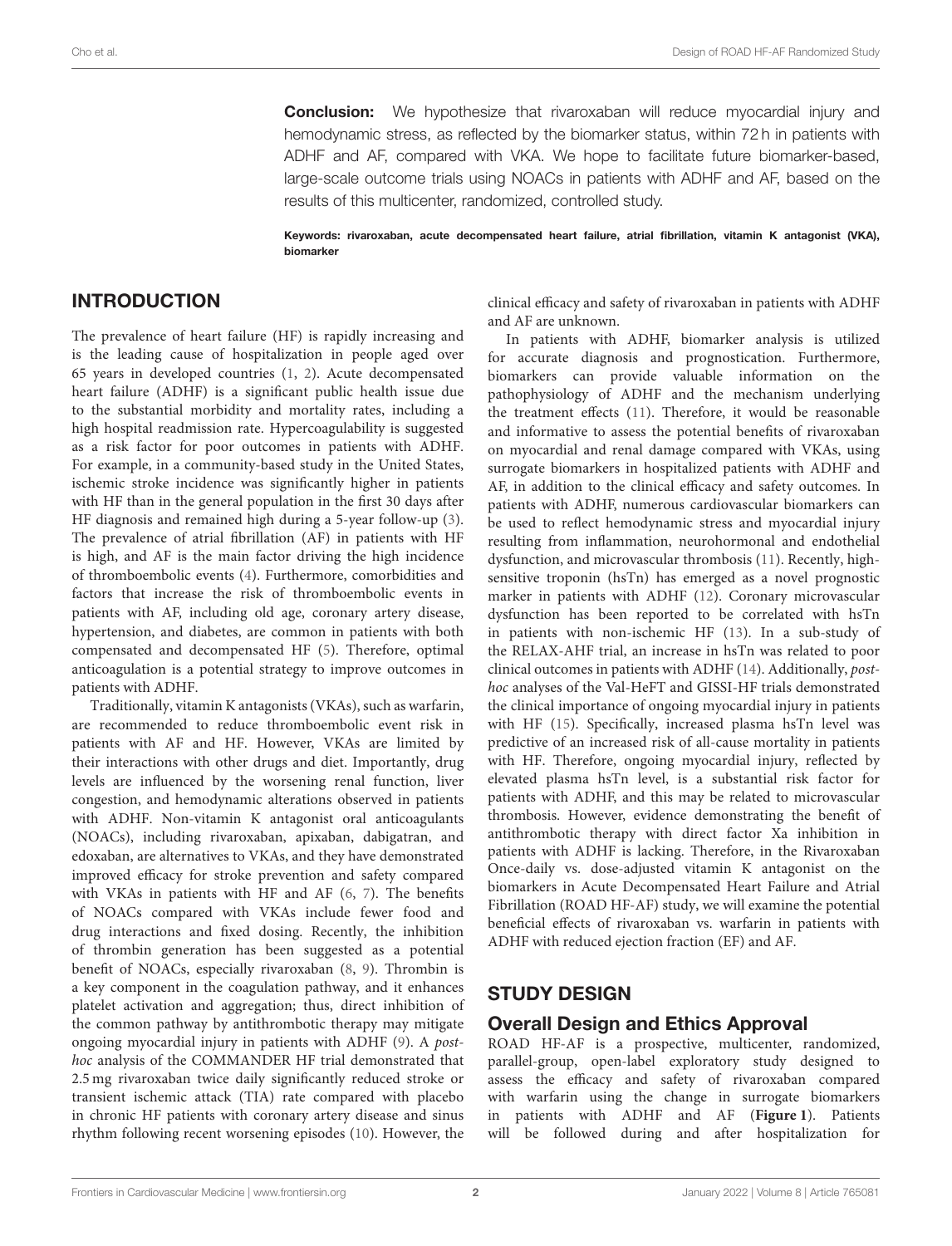**Conclusion:** We hypothesize that rivaroxaban will reduce myocardial injury and hemodynamic stress, as reflected by the biomarker status, within 72 h in patients with ADHF and AF, compared with VKA. We hope to facilitate future biomarker-based, large-scale outcome trials using NOACs in patients with ADHF and AF, based on the results of this multicenter, randomized, controlled study.

**Keywords: rivaroxaban, acute decompensated heart failure, atrial fibrillation, vitamin K antagonist (VKA), biomarker**

## INTRODUCTION

The prevalence of heart failure (HF) is rapidly increasing and is the leading cause of hospitalization in people aged over 65 years in developed countries (1, 2). Acute decompensated heart failure (ADHF) is a significant public health issue due to the substantial morbidity and mortality rates, including a high hospital readmission rate. Hypercoagulability is suggested as a risk factor for poor outcomes in patients with ADHF. For example, in a community-based study in the United States, ischemic stroke incidence was significantly higher in patients with HF than in the general population in the first 30 days after HF diagnosis and remained high during a 5-year follow-up (3). The prevalence of atrial fibrillation (AF) in patients with HF is high, and AF is the main factor driving the high incidence of thromboembolic events (4). Furthermore, comorbidities and factors that increase the risk of thromboembolic events in patients with AF, including old age, coronary artery disease, hypertension, and diabetes, are common in patients with both compensated and decompensated HF (5). Therefore, optimal anticoagulation is a potential strategy to improve outcomes in patients with ADHF.

Traditionally, vitamin K antagonists (VKAs), such as warfarin, are recommended to reduce thromboembolic event risk in patients with AF and HF. However, VKAs are limited by their interactions with other drugs and diet. Importantly, drug levels are influenced by the worsening renal function, liver congestion, and hemodynamic alterations observed in patients with ADHF. Non-vitamin K antagonist oral anticoagulants (NOACs), including rivaroxaban, apixaban, dabigatran, and edoxaban, are alternatives to VKAs, and they have demonstrated improved efficacy for stroke prevention and safety compared with VKAs in patients with HF and AF (6, 7). The benefits of NOACs compared with VKAs include fewer food and drug interactions and fixed dosing. Recently, the inhibition of thrombin generation has been suggested as a potential benefit of NOACs, especially rivaroxaban (8, 9). Thrombin is a key component in the coagulation pathway, and it enhances platelet activation and aggregation; thus, direct inhibition of the common pathway by antithrombotic therapy may mitigate ongoing myocardial injury in patients with ADHF (9). A *post-hoc* analysis of the COMMANDER HF trial demonstrated that 2.5 mg rivaroxaban twice daily significantly reduced stroke or transient ischemic attack (TIA) rate compared with placebo in chronic HF patients with coronary artery disease and sinus rhythm following recent worsening episodes (10). However, the clinical efficacy and safety of rivaroxaban in patients with ADHF and AF are unknown.

In patients with ADHF, biomarker analysis is utilized for accurate diagnosis and prognostication. Furthermore, biomarkers can provide valuable information on the pathophysiology of ADHF and the mechanism underlying the treatment effects (11). Therefore, it would be reasonable and informative to assess the potential benefits of rivaroxaban on myocardial and renal damage compared with VKAs, using surrogate biomarkers in hospitalized patients with ADHF and AF, in addition to the clinical efficacy and safety outcomes. In patients with ADHF, numerous cardiovascular biomarkers can be used to reflect hemodynamic stress and myocardial injury resulting from inflammation, neurohormonal and endothelial dysfunction, and microvascular thrombosis (11). Recently, high-sensitive troponin (hsTn) has emerged as a novel prognostic marker in patients with ADHF (12). Coronary microvascular dysfunction has been reported to be correlated with hsTn in patients with non-ischemic HF (13). In a sub-study of the RELAX-AHF trial, an increase in hsTn was related to poor clinical outcomes in patients with ADHF (14). Additionally, *post-hoc* analyses of the Val-HeFT and GISSI-HF trials demonstrated the clinical importance of ongoing myocardial injury in patients with HF (15). Specifically, increased plasma hsTn level was predictive of an increased risk of all-cause mortality in patients with HF. Therefore, ongoing myocardial injury, reflected by elevated plasma hsTn level, is a substantial risk factor for patients with ADHF, and this may be related to microvascular thrombosis. However, evidence demonstrating the benefit of antithrombotic therapy with direct factor Xa inhibition in patients with ADHF is lacking. Therefore, in the Rivaroxaban Once-daily vs. dose-adjusted vitamin K antagonist on the biomarkers in Acute Decompensated Heart Failure and Atrial Fibrillation (ROAD HF-AF) study, we will examine the potential beneficial effects of rivaroxaban vs. warfarin in patients with ADHF with reduced ejection fraction (EF) and AF.

## STUDY DESIGN

### Overall Design and Ethics Approval

ROAD HF-AF is a prospective, multicenter, randomized, parallel-group, open-label exploratory study designed to assess the efficacy and safety of rivaroxaban compared with warfarin using the change in surrogate biomarkers in patients with ADHF and AF (**Figure 1**). Patients will be followed during and after hospitalization for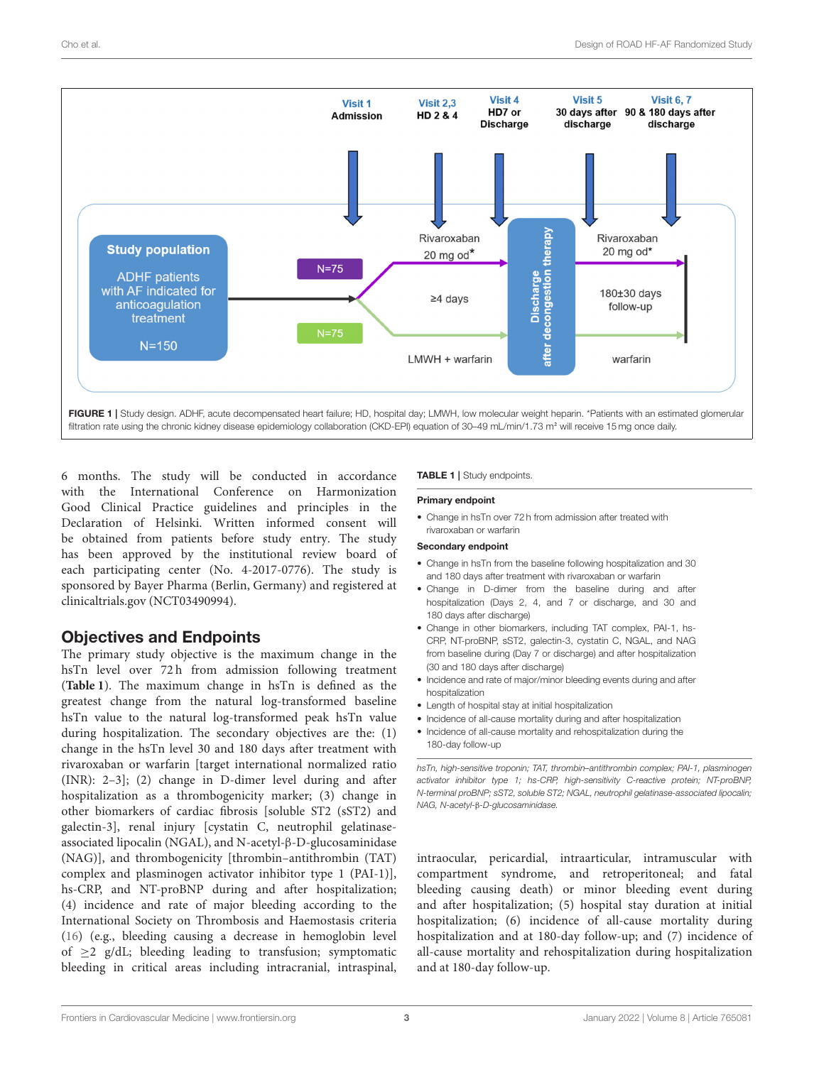FIGURE 1 | Study design. ADHF, acute decompensated heart failure; HD, hospital day; LMWH, low molecular weight heparin. *Patients with an estimated glomerular filtration rate using the chronic kidney disease epidemiology collaboration (CKD-EPI) equation of 30–49 mL/min/1.73 m² will receive 15 mg once daily.

6 months. The study will be conducted in accordance with the International Conference on Harmonization Good Clinical Practice guidelines and principles in the Declaration of Helsinki. Written informed consent will be obtained from patients before study entry. The study has been approved by the institutional review board of each participating center (No. 4-2017-0776). The study is sponsored by Bayer Pharma (Berlin, Germany) and registered at clinicaltrials.gov (NCT03490994).

## Objectives and Endpoints

The primary study objective is the maximum change in the hsTn level over 72 h from admission following treatment (**Table 1**). The maximum change in hsTn is defined as the greatest change from the natural log-transformed baseline hsTn value to the natural log-transformed peak hsTn value during hospitalization. The secondary objectives are the: (1) change in the hsTn level 30 and 180 days after treatment with rivaroxaban or warfarin [target international normalized ratio (INR): 2–3]; (2) change in D-dimer level during and after hospitalization as a thrombogenicity marker; (3) change in other biomarkers of cardiac fibrosis [soluble ST2 (sST2) and galectin-3], renal injury [cystatin C, neutrophil gelatinase-associated lipocalin (NGAL), and N-acetyl-β-D-glucosaminidase (NAG)], and thrombogenicity [thrombin–antithrombin (TAT) complex and plasminogen activator inhibitor type 1 (PAI-1)], hs-CRP, and NT-proBNP during and after hospitalization; (4) incidence and rate of major bleeding according to the International Society on Thrombosis and Haemostasis criteria (16) (e.g., bleeding causing a decrease in hemoglobin level of ≥2 g/dL; bleeding leading to transfusion; symptomatic bleeding in critical areas including intracranial, intraspinal, intraocular, pericardial, intraarticular, intramuscular with compartment syndrome, and retroperitoneal; and fatal bleeding causing death) or minor bleeding event during and after hospitalization; (5) hospital stay duration at initial hospitalization; (6) incidence of all-cause mortality during hospitalization and at 180-day follow-up; and (7) incidence of all-cause mortality and rehospitalization during hospitalization and at 180-day follow-up.

**TABLE 1** | Study endpoints.

**Primary endpoint**

- Change in hsTn over 72 h from admission after treated with rivaroxaban or warfarin

**Secondary endpoint**

- Change in hsTn from the baseline following hospitalization and 30 and 180 days after treatment with rivaroxaban or warfarin
- Change in D-dimer from the baseline during and after hospitalization (Days 2, 4, and 7 or discharge, and 30 and 180 days after discharge)
- Change in other biomarkers, including TAT complex, PAI-1, hs-CRP, NT-proBNP, sST2, galectin-3, cystatin C, NGAL, and NAG from baseline during (Day 7 or discharge) and after hospitalization (30 and 180 days after discharge)
- Incidence and rate of major/minor bleeding events during and after hospitalization
- Length of hospital stay at initial hospitalization
- Incidence of all-cause mortality during and after hospitalization
- Incidence of all-cause mortality and rehospitalization during the 180-day follow-up

*hsTn, high-sensitive troponin; TAT, thrombin–antithrombin complex; PAI-1, plasminogen activator inhibitor type 1; hs-CRP, high-sensitivity C-reactive protein; NT-proBNP, N-terminal proBNP; sST2, soluble ST2; NGAL, neutrophil gelatinase-associated lipocalin; NAG, N-acetyl-β-D-glucosaminidase.*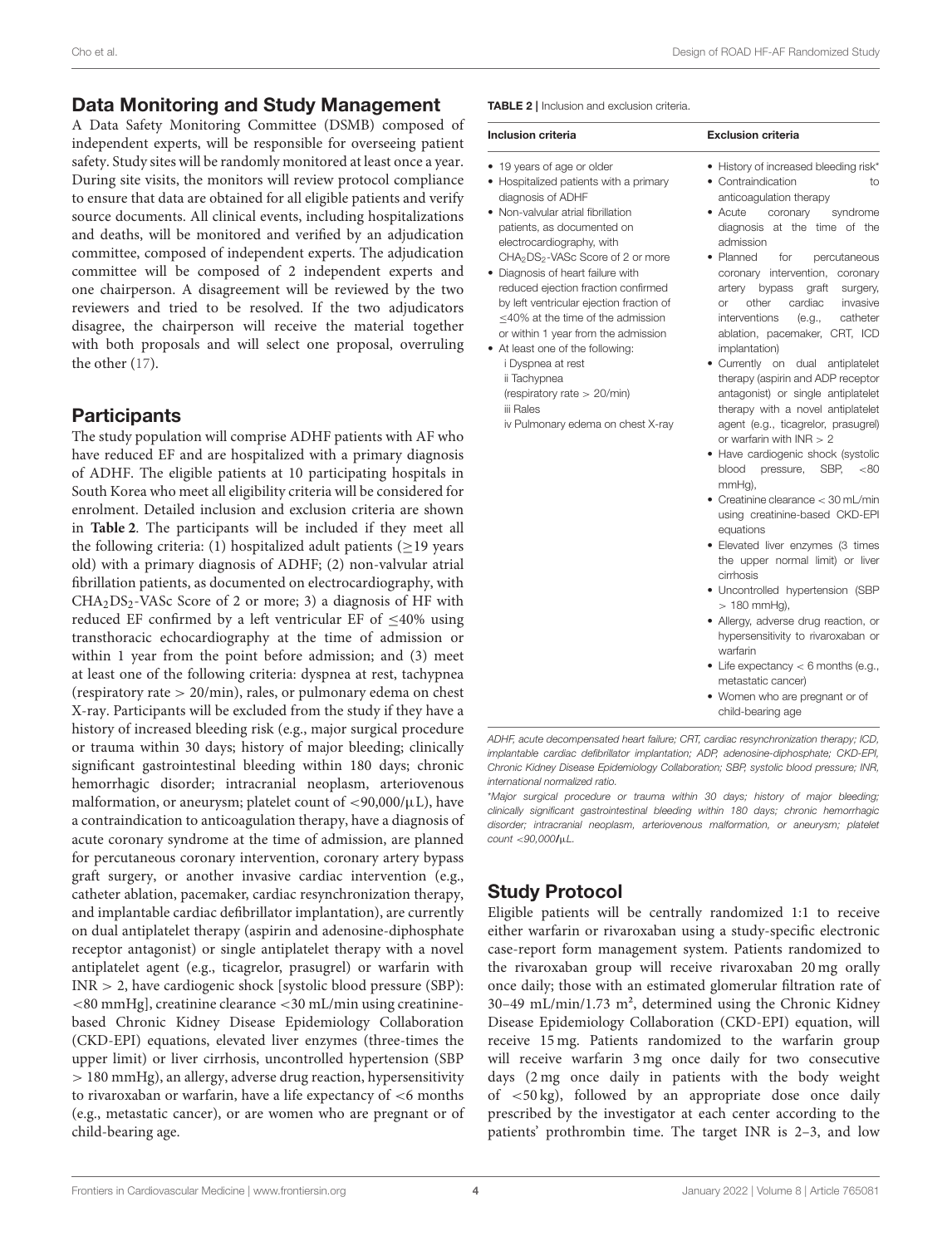## Data Monitoring and Study Management

A Data Safety Monitoring Committee (DSMB) composed of independent experts, will be responsible for overseeing patient safety. Study sites will be randomly monitored at least once a year. During site visits, the monitors will review protocol compliance to ensure that data are obtained for all eligible patients and verify source documents. All clinical events, including hospitalizations and deaths, will be monitored and verified by an adjudication committee, composed of independent experts. The adjudication committee will be composed of 2 independent experts and one chairperson. A disagreement will be reviewed by the two reviewers and tried to be resolved. If the two adjudicators disagree, the chairperson will receive the material together with both proposals and will select one proposal, overruling the other (17).

## Participants

The study population will comprise ADHF patients with AF who have reduced EF and are hospitalized with a primary diagnosis of ADHF. The eligible patients at 10 participating hospitals in South Korea who meet all eligibility criteria will be considered for enrolment. Detailed inclusion and exclusion criteria are shown in **Table 2**. The participants will be included if they meet all the following criteria: (1) hospitalized adult patients (≥19 years old) with a primary diagnosis of ADHF; (2) non-valvular atrial fibrillation patients, as documented on electrocardiography, with $CHA_2DS_2$-VASc Score of 2 or more; 3) a diagnosis of HF with reduced EF confirmed by a left ventricular EF of ≤40% using transthoracic echocardiography at the time of admission or within 1 year from the point before admission; and (3) meet at least one of the following criteria: dyspnea at rest, tachypnea (respiratory rate > 20/min), rales, or pulmonary edema on chest X-ray. Participants will be excluded from the study if they have a history of increased bleeding risk (e.g., major surgical procedure or trauma within 30 days; history of major bleeding; clinically significant gastrointestinal bleeding within 180 days; chronic hemorrhagic disorder; intracranial neoplasm, arteriovenous malformation, or aneurysm; platelet count of <90,000/μL), have a contraindication to anticoagulation therapy, have a diagnosis of acute coronary syndrome at the time of admission, are planned for percutaneous coronary intervention, coronary artery bypass graft surgery, or another invasive cardiac intervention (e.g., catheter ablation, pacemaker, cardiac resynchronization therapy, and implantable cardiac defibrillator implantation), are currently on dual antiplatelet therapy (aspirin and adenosine-diphosphate receptor antagonist) or single antiplatelet therapy with a novel antiplatelet agent (e.g., ticagrelor, prasugrel) or warfarin with INR > 2, have cardiogenic shock [systolic blood pressure (SBP): <80 mmHg], creatinine clearance <30 mL/min using creatinine-based Chronic Kidney Disease Epidemiology Collaboration (CKD-EPI) equations, elevated liver enzymes (three-times the upper limit) or liver cirrhosis, uncontrolled hypertension (SBP > 180 mmHg), an allergy, adverse drug reaction, hypersensitivity to rivaroxaban or warfarin, have a life expectancy of <6 months (e.g., metastatic cancer), or are women who are pregnant or of child-bearing age.

**TABLE 2** | Inclusion and exclusion criteria.

| Inclusion criteria | Exclusion criteria |
|---|---|
| • 19 years of age or older<br>• Hospitalized patients with a primary diagnosis of ADHF<br>• Non-valvular atrial fibrillation patients, as documented on electrocardiography, with $CHA_2DS_2$-VASc Score of 2 or more<br>• Diagnosis of heart failure with reduced ejection fraction confirmed by left ventricular ejection fraction of ≤40% at the time of the admission or within 1 year from the admission<br>• At least one of the following:<br>i Dyspnea at rest<br>ii Tachypnea (respiratory rate > 20/min)<br>iii Rales<br>iv Pulmonary edema on chest X-ray | • History of increased bleeding risk*<br>• Contraindication to anticoagulation therapy<br>• Acute coronary syndrome diagnosis at the time of the admission<br>• Planned for percutaneous coronary intervention, coronary artery bypass graft surgery, or other cardiac invasive interventions (e.g., catheter ablation, pacemaker, CRT, ICD implantation)<br>• Currently on dual antiplatelet therapy (aspirin and ADP receptor antagonist) or single antiplatelet therapy with a novel antiplatelet agent (e.g., ticagrelor, prasugrel) or warfarin with INR > 2<br>• Have cardiogenic shock (systolic blood pressure, SBP, <80 mmHg),<br>• Creatinine clearance < 30 mL/min using creatinine-based CKD-EPI equations<br>• Elevated liver enzymes (3 times the upper normal limit) or liver cirrhosis<br>• Uncontrolled hypertension (SBP > 180 mmHg),<br>• Allergy, adverse drug reaction, or hypersensitivity to rivaroxaban or warfarin<br>• Life expectancy < 6 months (e.g., metastatic cancer)<br>• Women who are pregnant or of child-bearing age |

*ADHF, acute decompensated heart failure; CRT, cardiac resynchronization therapy; ICD, implantable cardiac defibrillator implantation; ADP, adenosine-diphosphate; CKD-EPI, Chronic Kidney Disease Epidemiology Collaboration; SBP, systolic blood pressure; INR, international normalized ratio.*

*\*Major surgical procedure or trauma within 30 days; history of major bleeding; clinically significant gastrointestinal bleeding within 180 days; chronic hemorrhagic disorder; intracranial neoplasm, arteriovenous malformation, or aneurysm; platelet count <90,000/μL.*

## Study Protocol

Eligible patients will be centrally randomized 1:1 to receive either warfarin or rivaroxaban using a study-specific electronic case-report form management system. Patients randomized to the rivaroxaban group will receive rivaroxaban 20 mg orally once daily; those with an estimated glomerular filtration rate of 30–49 mL/min/1.73 m², determined using the Chronic Kidney Disease Epidemiology Collaboration (CKD-EPI) equation, will receive 15 mg. Patients randomized to the warfarin group will receive warfarin 3 mg once daily for two consecutive days (2 mg once daily in patients with the body weight of <50 kg), followed by an appropriate dose once daily prescribed by the investigator at each center according to the patients' prothrombin time. The target INR is 2–3, and low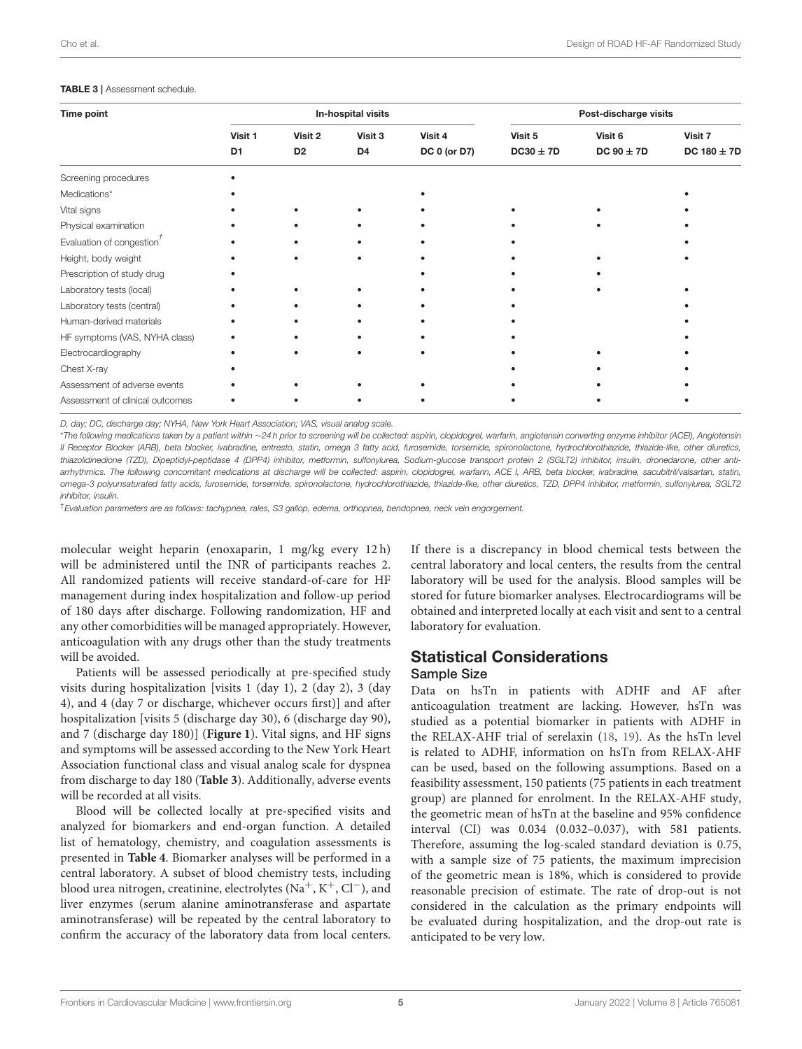**TABLE 3 |** Assessment schedule.

| Time point | In-hospital visits | | | | Post-discharge visits | | |
|---|---|---|---|---|---|---|---|
| | Visit 1 D1 | Visit 2 D2 | Visit 3 D4 | Visit 4 DC 0 (or D7) | Visit 5 DC30 ± 7D | Visit 6 DC 90 ± 7D | Visit 7 DC 180 ± 7D |
| Screening procedures | • | | | | | | |
| Medications* | • | | | • | | | • |
| Vital signs | • | • | • | • | • | • | • |
| Physical examination | • | • | • | • | • | • | • |
| Evaluation of congestion[†] | • | • | • | • | • | | • |
| Height, body weight | • | • | • | • | • | • | • |
| Prescription of study drug | • | | | • | • | • | |
| Laboratory tests (local) | • | • | • | • | • | • | • |
| Laboratory tests (central) | • | • | • | • | • | | • |
| Human-derived materials | • | • | • | • | • | | • |
| HF symptoms (VAS, NYHA class) | • | • | • | • | • | | • |
| Electrocardiography | • | • | • | • | • | • | • |
| Chest X-ray | • | | | | • | • | • |
| Assessment of adverse events | • | • | • | • | • | • | • |
| Assessment of clinical outcomes | • | • | • | • | • | • | • |

*D, day; DC, discharge day; NYHA, New York Heart Association; VAS, visual analog scale.*

*The following medications taken by a patient within ~24 h prior to screening will be collected: aspirin, clopidogrel, warfarin, angiotensin converting enzyme inhibitor (ACEI), Angiotensin II Receptor Blocker (ARB), beta blocker, ivabradine, entresto, statin, omega 3 fatty acid, furosemide, torsemide, spironolactone, hydrochlorothiazide, thiazide-like, other diuretics, thiazolidinedione (TZD), Dipeptidyl-peptidase 4 (DPP4) inhibitor, metformin, sulfonylurea, Sodium-glucose transport protein 2 (SGLT2) inhibitor, insulin, dronedarone, other anti-arrhythmics. The following concomitant medications at discharge will be collected: aspirin, clopidogrel, warfarin, ACE I, ARB, beta blocker, ivabradine, sacubitril/valsartan, statin, omega-3 polyunsaturated fatty acids, furosemide, torsemide, spironolactone, hydrochlorothiazide, thiazide-like, other diuretics, TZD, DPP4 inhibitor, metformin, sulfonylurea, SGLT2 inhibitor, insulin.*

[†]*Evaluation parameters are as follows: tachypnea, rales, S3 gallop, edema, orthopnea, bendopnea, neck vein engorgement.*

molecular weight heparin (enoxaparin, 1 mg/kg every 12 h) will be administered until the INR of participants reaches 2. All randomized patients will receive standard-of-care for HF management during index hospitalization and follow-up period of 180 days after discharge. Following randomization, HF and any other comorbidities will be managed appropriately. However, anticoagulation with any drugs other than the study treatments will be avoided.

Patients will be assessed periodically at pre-specified study visits during hospitalization [visits 1 (day 1), 2 (day 2), 3 (day 4), and 4 (day 7 or discharge, whichever occurs first)] and after hospitalization [visits 5 (discharge day 30), 6 (discharge day 90), and 7 (discharge day 180)] (**Figure 1**). Vital signs, and HF signs and symptoms will be assessed according to the New York Heart Association functional class and visual analog scale for dyspnea from discharge to day 180 (**Table 3**). Additionally, adverse events will be recorded at all visits.

Blood will be collected locally at pre-specified visits and analyzed for biomarkers and end-organ function. A detailed list of hematology, chemistry, and coagulation assessments is presented in **Table 4**. Biomarker analyses will be performed in a central laboratory. A subset of blood chemistry tests, including blood urea nitrogen, creatinine, electrolytes ($Na^+$, $K^+$, $Cl^-$), and liver enzymes (serum alanine aminotransferase and aspartate aminotransferase) will be repeated by the central laboratory to confirm the accuracy of the laboratory data from local centers. If there is a discrepancy in blood chemical tests between the central laboratory and local centers, the results from the central laboratory will be used for the analysis. Blood samples will be stored for future biomarker analyses. Electrocardiograms will be obtained and interpreted locally at each visit and sent to a central laboratory for evaluation.

## Statistical Considerations

### Sample Size

Data on hsTn in patients with ADHF and AF after anticoagulation treatment are lacking. However, hsTn was studied as a potential biomarker in patients with ADHF in the RELAX-AHF trial of serelaxin (18, 19). As the hsTn level is related to ADHF, information on hsTn from RELAX-AHF can be used, based on the following assumptions. Based on a feasibility assessment, 150 patients (75 patients in each treatment group) are planned for enrolment. In the RELAX-AHF study, the geometric mean of hsTn at the baseline and 95% confidence interval (CI) was 0.034 (0.032–0.037), with 581 patients. Therefore, assuming the log-scaled standard deviation is 0.75, with a sample size of 75 patients, the maximum imprecision of the geometric mean is 18%, which is considered to provide reasonable precision of estimate. The rate of drop-out is not considered in the calculation as the primary endpoints will be evaluated during hospitalization, and the drop-out rate is anticipated to be very low.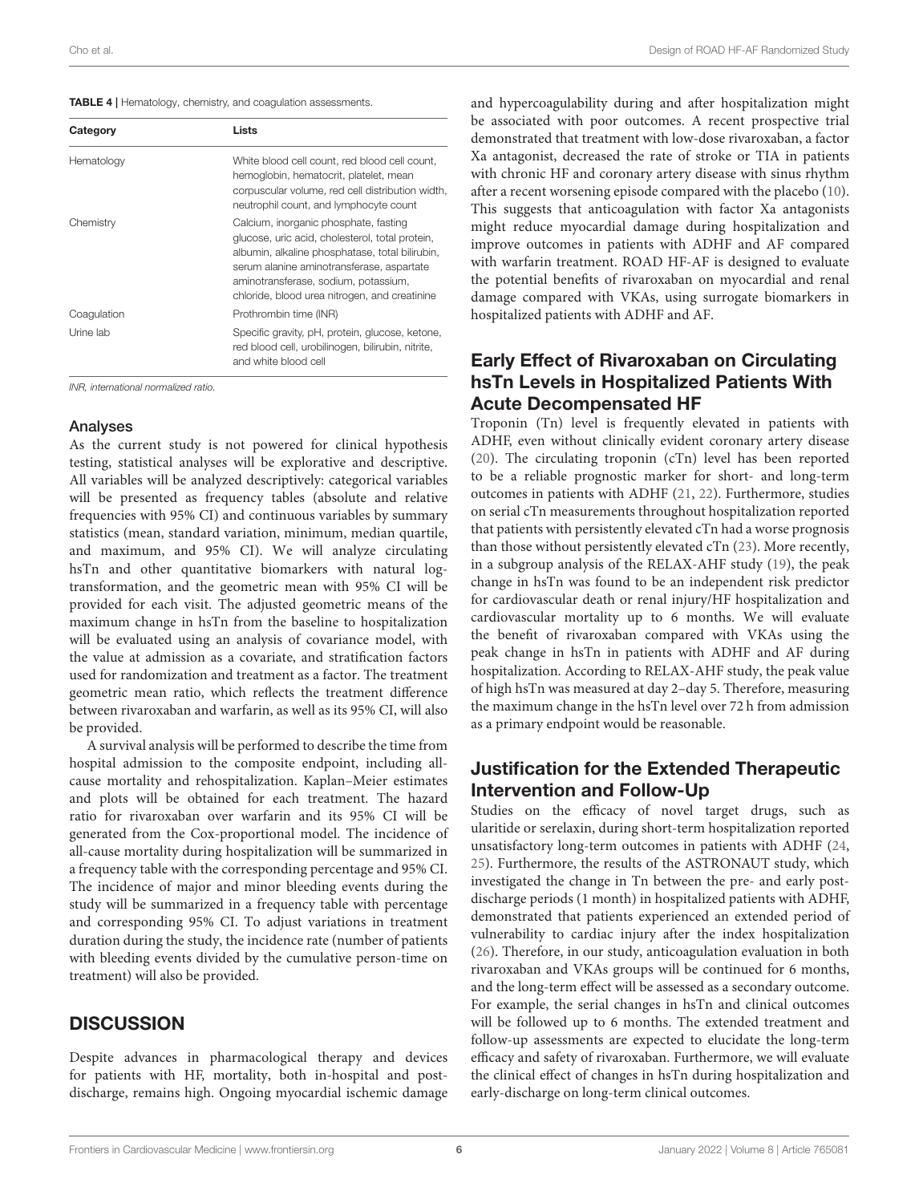**TABLE 4** | Hematology, chemistry, and coagulation assessments.

| Category | Lists |
|---|---|
| Hematology | White blood cell count, red blood cell count, hemoglobin, hematocrit, platelet, mean corpuscular volume, red cell distribution width, neutrophil count, and lymphocyte count |
| Chemistry | Calcium, inorganic phosphate, fasting glucose, uric acid, cholesterol, total protein, albumin, alkaline phosphatase, total bilirubin, serum alanine aminotransferase, aspartate aminotransferase, sodium, potassium, chloride, blood urea nitrogen, and creatinine |
| Coagulation | Prothrombin time (INR) |
| Urine lab | Specific gravity, pH, protein, glucose, ketone, red blood cell, urobilinogen, bilirubin, nitrite, and white blood cell |

*INR, international normalized ratio.*

### Analyses

As the current study is not powered for clinical hypothesis testing, statistical analyses will be explorative and descriptive. All variables will be analyzed descriptively: categorical variables will be presented as frequency tables (absolute and relative frequencies with 95% CI) and continuous variables by summary statistics (mean, standard variation, minimum, median quartile, and maximum, and 95% CI). We will analyze circulating hsTn and other quantitative biomarkers with natural log-transformation, and the geometric mean with 95% CI will be provided for each visit. The adjusted geometric means of the maximum change in hsTn from the baseline to hospitalization will be evaluated using an analysis of covariance model, with the value at admission as a covariate, and stratification factors used for randomization and treatment as a factor. The treatment geometric mean ratio, which reflects the treatment difference between rivaroxaban and warfarin, as well as its 95% CI, will also be provided.

A survival analysis will be performed to describe the time from hospital admission to the composite endpoint, including all-cause mortality and rehospitalization. Kaplan–Meier estimates and plots will be obtained for each treatment. The hazard ratio for rivaroxaban over warfarin and its 95% CI will be generated from the Cox-proportional model. The incidence of all-cause mortality during hospitalization will be summarized in a frequency table with the corresponding percentage and 95% CI. The incidence of major and minor bleeding events during the study will be summarized in a frequency table with percentage and corresponding 95% CI. To adjust variations in treatment duration during the study, the incidence rate (number of patients with bleeding events divided by the cumulative person-time on treatment) will also be provided.

## DISCUSSION

Despite advances in pharmacological therapy and devices for patients with HF, mortality, both in-hospital and post-discharge, remains high. Ongoing myocardial ischemic damage and hypercoagulability during and after hospitalization might be associated with poor outcomes. A recent prospective trial demonstrated that treatment with low-dose rivaroxaban, a factor Xa antagonist, decreased the rate of stroke or TIA in patients with chronic HF and coronary artery disease with sinus rhythm after a recent worsening episode compared with the placebo (10). This suggests that anticoagulation with factor Xa antagonists might reduce myocardial damage during hospitalization and improve outcomes in patients with ADHF and AF compared with warfarin treatment. ROAD HF-AF is designed to evaluate the potential benefits of rivaroxaban on myocardial and renal damage compared with VKAs, using surrogate biomarkers in hospitalized patients with ADHF and AF.

## Early Effect of Rivaroxaban on Circulating hsTn Levels in Hospitalized Patients With Acute Decompensated HF

Troponin (Tn) level is frequently elevated in patients with ADHF, even without clinically evident coronary artery disease (20). The circulating troponin (cTn) level has been reported to be a reliable prognostic marker for short- and long-term outcomes in patients with ADHF (21, 22). Furthermore, studies on serial cTn measurements throughout hospitalization reported that patients with persistently elevated cTn had a worse prognosis than those without persistently elevated cTn (23). More recently, in a subgroup analysis of the RELAX-AHF study (19), the peak change in hsTn was found to be an independent risk predictor for cardiovascular death or renal injury/HF hospitalization and cardiovascular mortality up to 6 months. We will evaluate the benefit of rivaroxaban compared with VKAs using the peak change in hsTn in patients with ADHF and AF during hospitalization. According to RELAX-AHF study, the peak value of high hsTn was measured at day 2–day 5. Therefore, measuring the maximum change in the hsTn level over 72 h from admission as a primary endpoint would be reasonable.

## Justification for the Extended Therapeutic Intervention and Follow-Up

Studies on the efficacy of novel target drugs, such as ularitide or serelaxin, during short-term hospitalization reported unsatisfactory long-term outcomes in patients with ADHF (24, 25). Furthermore, the results of the ASTRONAUT study, which investigated the change in Tn between the pre- and early post-discharge periods (1 month) in hospitalized patients with ADHF, demonstrated that patients experienced an extended period of vulnerability to cardiac injury after the index hospitalization (26). Therefore, in our study, anticoagulation evaluation in both rivaroxaban and VKAs groups will be continued for 6 months, and the long-term effect will be assessed as a secondary outcome. For example, the serial changes in hsTn and clinical outcomes will be followed up to 6 months. The extended treatment and follow-up assessments are expected to elucidate the long-term efficacy and safety of rivaroxaban. Furthermore, we will evaluate the clinical effect of changes in hsTn during hospitalization and early-discharge on long-term clinical outcomes.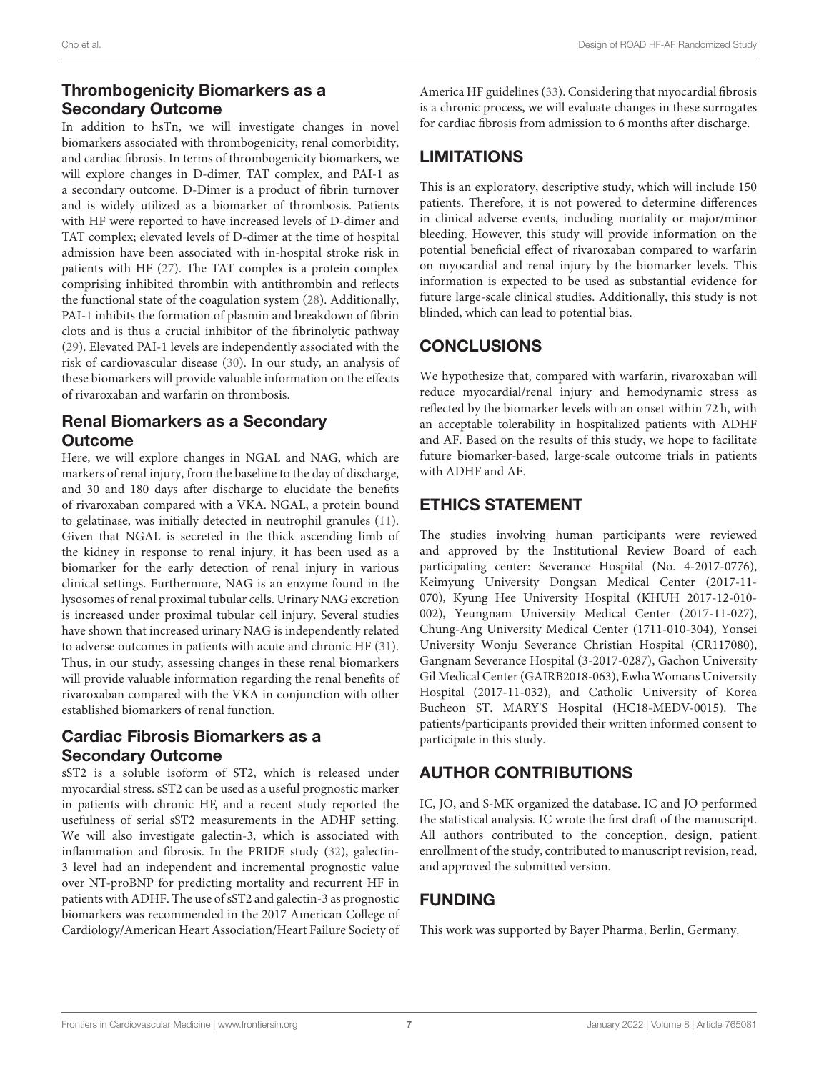## Thrombogenicity Biomarkers as a Secondary Outcome

In addition to hsTn, we will investigate changes in novel biomarkers associated with thrombogenicity, renal comorbidity, and cardiac fibrosis. In terms of thrombogenicity biomarkers, we will explore changes in D-dimer, TAT complex, and PAI-1 as a secondary outcome. D-Dimer is a product of fibrin turnover and is widely utilized as a biomarker of thrombosis. Patients with HF were reported to have increased levels of D-dimer and TAT complex; elevated levels of D-dimer at the time of hospital admission have been associated with in-hospital stroke risk in patients with HF (27). The TAT complex is a protein complex comprising inhibited thrombin with antithrombin and reflects the functional state of the coagulation system (28). Additionally, PAI-1 inhibits the formation of plasmin and breakdown of fibrin clots and is thus a crucial inhibitor of the fibrinolytic pathway (29). Elevated PAI-1 levels are independently associated with the risk of cardiovascular disease (30). In our study, an analysis of these biomarkers will provide valuable information on the effects of rivaroxaban and warfarin on thrombosis.

## Renal Biomarkers as a Secondary Outcome

Here, we will explore changes in NGAL and NAG, which are markers of renal injury, from the baseline to the day of discharge, and 30 and 180 days after discharge to elucidate the benefits of rivaroxaban compared with a VKA. NGAL, a protein bound to gelatinase, was initially detected in neutrophil granules (11). Given that NGAL is secreted in the thick ascending limb of the kidney in response to renal injury, it has been used as a biomarker for the early detection of renal injury in various clinical settings. Furthermore, NAG is an enzyme found in the lysosomes of renal proximal tubular cells. Urinary NAG excretion is increased under proximal tubular cell injury. Several studies have shown that increased urinary NAG is independently related to adverse outcomes in patients with acute and chronic HF (31). Thus, in our study, assessing changes in these renal biomarkers will provide valuable information regarding the renal benefits of rivaroxaban compared with the VKA in conjunction with other established biomarkers of renal function.

## Cardiac Fibrosis Biomarkers as a Secondary Outcome

sST2 is a soluble isoform of ST2, which is released under myocardial stress. sST2 can be used as a useful prognostic marker in patients with chronic HF, and a recent study reported the usefulness of serial sST2 measurements in the ADHF setting. We will also investigate galectin-3, which is associated with inflammation and fibrosis. In the PRIDE study (32), galectin-3 level had an independent and incremental prognostic value over NT-proBNP for predicting mortality and recurrent HF in patients with ADHF. The use of sST2 and galectin-3 as prognostic biomarkers was recommended in the 2017 American College of Cardiology/American Heart Association/Heart Failure Society of America HF guidelines (33). Considering that myocardial fibrosis is a chronic process, we will evaluate changes in these surrogates for cardiac fibrosis from admission to 6 months after discharge.

# LIMITATIONS

This is an exploratory, descriptive study, which will include 150 patients. Therefore, it is not powered to determine differences in clinical adverse events, including mortality or major/minor bleeding. However, this study will provide information on the potential beneficial effect of rivaroxaban compared to warfarin on myocardial and renal injury by the biomarker levels. This information is expected to be used as substantial evidence for future large-scale clinical studies. Additionally, this study is not blinded, which can lead to potential bias.

# CONCLUSIONS

We hypothesize that, compared with warfarin, rivaroxaban will reduce myocardial/renal injury and hemodynamic stress as reflected by the biomarker levels with an onset within 72 h, with an acceptable tolerability in hospitalized patients with ADHF and AF. Based on the results of this study, we hope to facilitate future biomarker-based, large-scale outcome trials in patients with ADHF and AF.

# ETHICS STATEMENT

The studies involving human participants were reviewed and approved by the Institutional Review Board of each participating center: Severance Hospital (No. 4-2017-0776), Keimyung University Dongsan Medical Center (2017-11-070), Kyung Hee University Hospital (KHUH 2017-12-010-002), Yeungnam University Medical Center (2017-11-027), Chung-Ang University Medical Center (1711-010-304), Yonsei University Wonju Severance Christian Hospital (CR117080), Gangnam Severance Hospital (3-2017-0287), Gachon University Gil Medical Center (GAIRB2018-063), Ewha Womans University Hospital (2017-11-032), and Catholic University of Korea Bucheon ST. MARY'S Hospital (HC18-MEDV-0015). The patients/participants provided their written informed consent to participate in this study.

# AUTHOR CONTRIBUTIONS

IC, JO, and S-MK organized the database. IC and JO performed the statistical analysis. IC wrote the first draft of the manuscript. All authors contributed to the conception, design, patient enrollment of the study, contributed to manuscript revision, read, and approved the submitted version.

# FUNDING

This work was supported by Bayer Pharma, Berlin, Germany.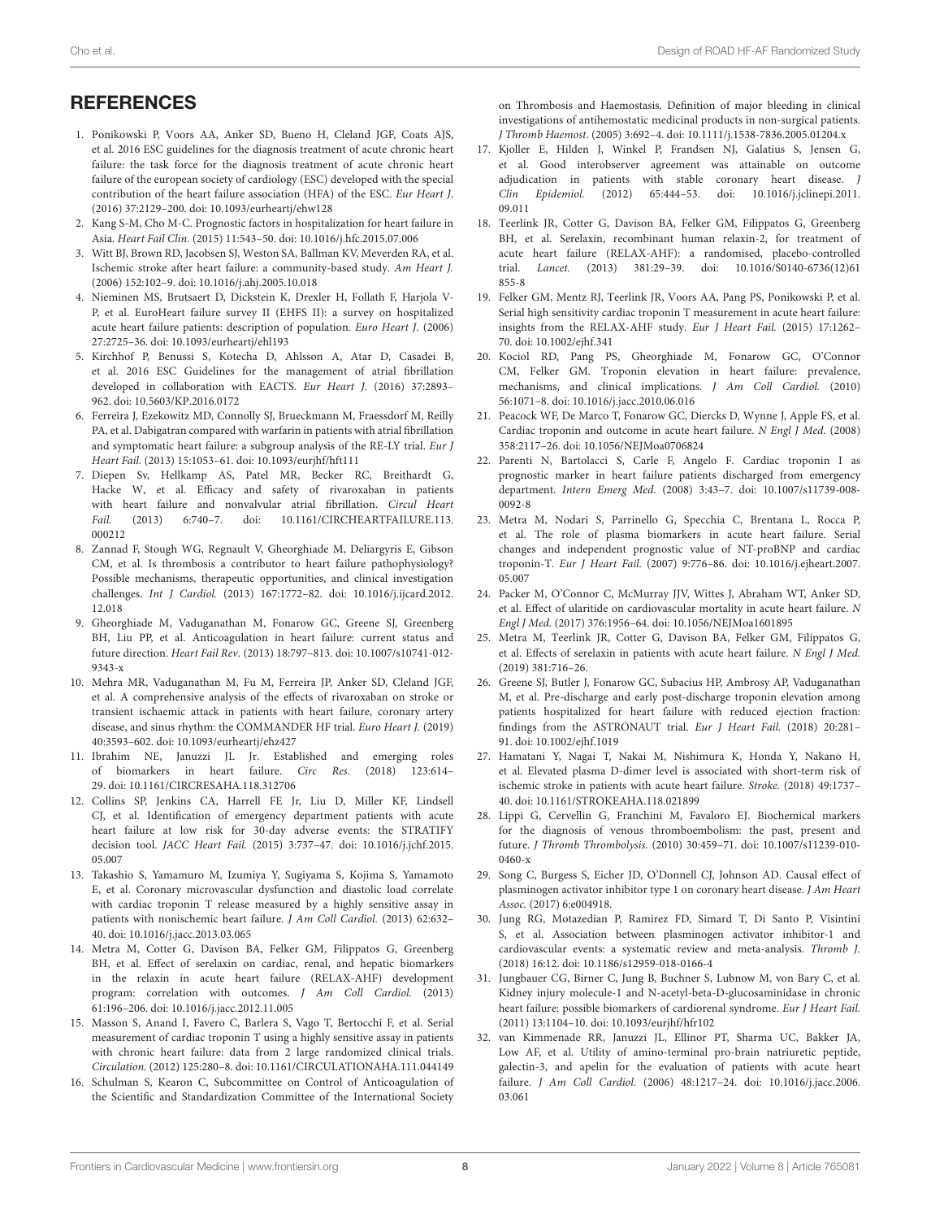## REFERENCES

1. Ponikowski P, Voors AA, Anker SD, Bueno H, Cleland JGF, Coats AJS, et al. 2016 ESC guidelines for the diagnosis treatment of acute chronic heart failure: the task force for the diagnosis treatment of acute chronic heart failure of the european society of cardiology (ESC) developed with the special contribution of the heart failure association (HFA) of the ESC. *Eur Heart J*. (2016) 37:2129–200. doi: 10.1093/eurheartj/ehw128
2. Kang S-M, Cho M-C. Prognostic factors in hospitalization for heart failure in Asia. *Heart Fail Clin*. (2015) 11:543–50. doi: 10.1016/j.hfc.2015.07.006
3. Witt BJ, Brown RD, Jacobsen SJ, Weston SA, Ballman KV, Meverden RA, et al. Ischemic stroke after heart failure: a community-based study. *Am Heart J*. (2006) 152:102–9. doi: 10.1016/j.ahj.2005.10.018
4. Nieminen MS, Brutsaert D, Dickstein K, Drexler H, Follath F, Harjola V-P, et al. EuroHeart failure survey II (EHFS II): a survey on hospitalized acute heart failure patients: description of population. *Euro Heart J*. (2006) 27:2725–36. doi: 10.1093/eurheartj/ehl193
5. Kirchhof P, Benussi S, Kotecha D, Ahlsson A, Atar D, Casadei B, et al. 2016 ESC Guidelines for the management of atrial fibrillation developed in collaboration with EACTS. *Eur Heart J*. (2016) 37:2893–962. doi: 10.5603/KP.2016.0172
6. Ferreira J, Ezekowitz MD, Connolly SJ, Brueckmann M, Fraessdorf M, Reilly PA, et al. Dabigatran compared with warfarin in patients with atrial fibrillation and symptomatic heart failure: a subgroup analysis of the RE-LY trial. *Eur J Heart Fail*. (2013) 15:1053–61. doi: 10.1093/eurjhf/hft111
7. Diepen Sv, Hellkamp AS, Patel MR, Becker RC, Breithardt G, Hacke W, et al. Efficacy and safety of rivaroxaban in patients with heart failure and nonvalvular atrial fibrillation. *Circul Heart Fail*. (2013) 6:740–7. doi: 10.1161/CIRCHEARTFAILURE.113.000212
8. Zannad F, Stough WG, Regnault V, Gheorghiade M, Deliargyris E, Gibson CM, et al. Is thrombosis a contributor to heart failure pathophysiology? Possible mechanisms, therapeutic opportunities, and clinical investigation challenges. *Int J Cardiol*. (2013) 167:1772–82. doi: 10.1016/j.ijcard.2012.12.018
9. Gheorghiade M, Vaduganathan M, Fonarow GC, Greene SJ, Greenberg BH, Liu PP, et al. Anticoagulation in heart failure: current status and future direction. *Heart Fail Rev*. (2013) 18:797–813. doi: 10.1007/s10741-012-9343-x
10. Mehra MR, Vaduganathan M, Fu M, Ferreira JP, Anker SD, Cleland JGF, et al. A comprehensive analysis of the effects of rivaroxaban on stroke or transient ischaemic attack in patients with heart failure, coronary artery disease, and sinus rhythm: the COMMANDER HF trial. *Euro Heart J*. (2019) 40:3593–602. doi: 10.1093/eurheartj/ehz427
11. Ibrahim NE, Januzzi JL Jr. Established and emerging roles of biomarkers in heart failure. *Circ Res*. (2018) 123:614–29. doi: 10.1161/CIRCRESAHA.118.312706
12. Collins SP, Jenkins CA, Harrell FE Jr, Liu D, Miller KF, Lindsell CJ, et al. Identification of emergency department patients with acute heart failure at low risk for 30-day adverse events: the STRATIFY decision tool. *JACC Heart Fail*. (2015) 3:737–47. doi: 10.1016/j.jchf.2015.05.007
13. Takashio S, Yamamuro M, Izumiya Y, Sugiyama S, Kojima S, Yamamoto E, et al. Coronary microvascular dysfunction and diastolic load correlate with cardiac troponin T release measured by a highly sensitive assay in patients with nonischemic heart failure. *J Am Coll Cardiol*. (2013) 62:632–40. doi: 10.1016/j.jacc.2013.03.065
14. Metra M, Cotter G, Davison BA, Felker GM, Filippatos G, Greenberg BH, et al. Effect of serelaxin on cardiac, renal, and hepatic biomarkers in the relaxin in acute heart failure (RELAX-AHF) development program: correlation with outcomes. *J Am Coll Cardiol*. (2013) 61:196–206. doi: 10.1016/j.jacc.2012.11.005
15. Masson S, Anand I, Favero C, Barlera S, Vago T, Bertocchi F, et al. Serial measurement of cardiac troponin T using a highly sensitive assay in patients with chronic heart failure: data from 2 large randomized clinical trials. *Circulation*. (2012) 125:280–8. doi: 10.1161/CIRCULATIONAHA.111.044149
16. Schulman S, Kearon C, Subcommittee on Control of Anticoagulation of the Scientific and Standardization Committee of the International Society on Thrombosis and Haemostasis. Definition of major bleeding in clinical investigations of antihemostatic medicinal products in non-surgical patients. *J Thromb Haemost*. (2005) 3:692–4. doi: 10.1111/j.1538-7836.2005.01204.x
17. Kjoller E, Hilden J, Winkel P, Frandsen NJ, Galatius S, Jensen G, et al. Good interobserver agreement was attainable on outcome adjudication in patients with stable coronary heart disease. *J Clin Epidemiol*. (2012) 65:444–53. doi: 10.1016/j.jclinepi.2011.09.011
18. Teerlink JR, Cotter G, Davison BA, Felker GM, Filippatos G, Greenberg BH, et al. Serelaxin, recombinant human relaxin-2, for treatment of acute heart failure (RELAX-AHF): a randomised, placebo-controlled trial. *Lancet*. (2013) 381:29–39. doi: 10.1016/S0140-6736(12)61855-8
19. Felker GM, Mentz RJ, Teerlink JR, Voors AA, Pang PS, Ponikowski P, et al. Serial high sensitivity cardiac troponin T measurement in acute heart failure: insights from the RELAX-AHF study. *Eur J Heart Fail*. (2015) 17:1262–70. doi: 10.1002/ejhf.341
20. Kociol RD, Pang PS, Gheorghiade M, Fonarow GC, O'Connor CM, Felker GM. Troponin elevation in heart failure: prevalence, mechanisms, and clinical implications. *J Am Coll Cardiol*. (2010) 56:1071–8. doi: 10.1016/j.jacc.2010.06.016
21. Peacock WF, De Marco T, Fonarow GC, Diercks D, Wynne J, Apple FS, et al. Cardiac troponin and outcome in acute heart failure. *N Engl J Med*. (2008) 358:2117–26. doi: 10.1056/NEJMoa0706824
22. Parenti N, Bartolacci S, Carle F, Angelo F. Cardiac troponin I as prognostic marker in heart failure patients discharged from emergency department. *Intern Emerg Med*. (2008) 3:43–7. doi: 10.1007/s11739-008-0092-8
23. Metra M, Nodari S, Parrinello G, Specchia C, Brentana L, Rocca P, et al. The role of plasma biomarkers in acute heart failure. Serial changes and independent prognostic value of NT-proBNP and cardiac troponin-T. *Eur J Heart Fail*. (2007) 9:776–86. doi: 10.1016/j.ejheart.2007.05.007
24. Packer M, O'Connor C, McMurray JJV, Wittes J, Abraham WT, Anker SD, et al. Effect of ularitide on cardiovascular mortality in acute heart failure. *N Engl J Med*. (2017) 376:1956–64. doi: 10.1056/NEJMoa1601895
25. Metra M, Teerlink JR, Cotter G, Davison BA, Felker GM, Filippatos G, et al. Effects of serelaxin in patients with acute heart failure. *N Engl J Med*. (2019) 381:716–26.
26. Greene SJ, Butler J, Fonarow GC, Subacius HP, Ambrosy AP, Vaduganathan M, et al. Pre-discharge and early post-discharge troponin elevation among patients hospitalized for heart failure with reduced ejection fraction: findings from the ASTRONAUT trial. *Eur J Heart Fail*. (2018) 20:281–91. doi: 10.1002/ejhf.1019
27. Hamatani Y, Nagai T, Nakai M, Nishimura K, Honda Y, Nakano H, et al. Elevated plasma D-dimer level is associated with short-term risk of ischemic stroke in patients with acute heart failure. *Stroke*. (2018) 49:1737–40. doi: 10.1161/STROKEAHA.118.021899
28. Lippi G, Cervellin G, Franchini M, Favaloro EJ. Biochemical markers for the diagnosis of venous thromboembolism: the past, present and future. *J Thromb Thrombolysis*. (2010) 30:459–71. doi: 10.1007/s11239-010-0460-x
29. Song C, Burgess S, Eicher JD, O'Donnell CJ, Johnson AD. Causal effect of plasminogen activator inhibitor type 1 on coronary heart disease. *J Am Heart Assoc*. (2017) 6:e004918.
30. Jung RG, Motazedian P, Ramirez FD, Simard T, Di Santo P, Visintini S, et al. Association between plasminogen activator inhibitor-1 and cardiovascular events: a systematic review and meta-analysis. *Thromb J*. (2018) 16:12. doi: 10.1186/s12959-018-0166-4
31. Jungbauer CG, Birner C, Jung B, Buchner S, Lubnow M, von Bary C, et al. Kidney injury molecule-1 and N-acetyl-beta-D-glucosaminidase in chronic heart failure: possible biomarkers of cardiorenal syndrome. *Eur J Heart Fail*. (2011) 13:1104–10. doi: 10.1093/eurjhf/hfr102
32. van Kimmenade RR, Januzzi JL, Ellinor PT, Sharma UC, Bakker JA, Low AF, et al. Utility of amino-terminal pro-brain natriuretic peptide, galectin-3, and apelin for the evaluation of patients with acute heart failure. *J Am Coll Cardiol*. (2006) 48:1217–24. doi: 10.1016/j.jacc.2006.03.061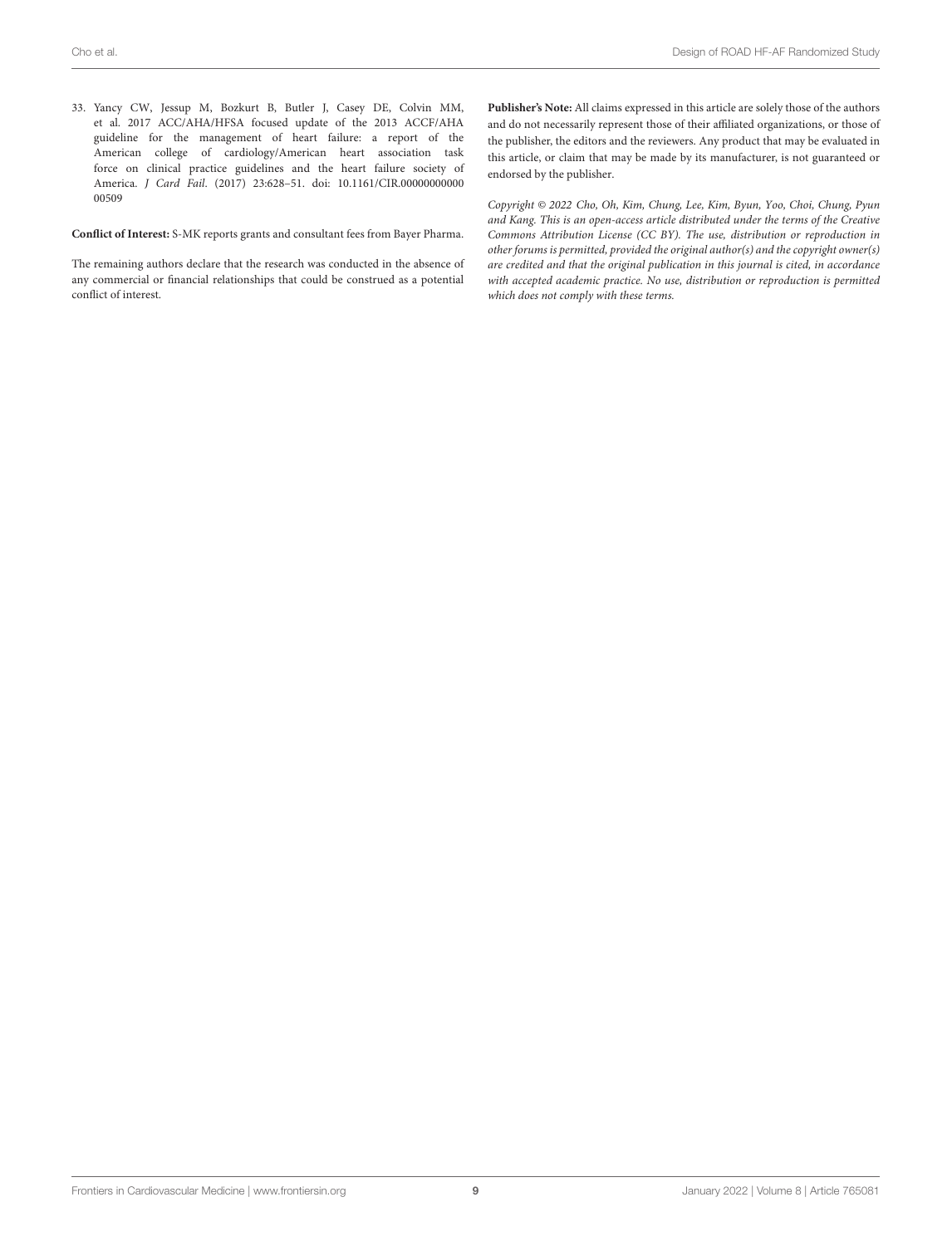33. Yancy CW, Jessup M, Bozkurt B, Butler J, Casey DE, Colvin MM, et al. 2017 ACC/AHA/HFSA focused update of the 2013 ACCF/AHA guideline for the management of heart failure: a report of the American college of cardiology/American heart association task force on clinical practice guidelines and the heart failure society of America. *J Card Fail*. (2017) 23:628–51. doi: 10.1161/CIR.0000000000000509

**Conflict of Interest:** S-MK reports grants and consultant fees from Bayer Pharma.

The remaining authors declare that the research was conducted in the absence of any commercial or financial relationships that could be construed as a potential conflict of interest.

**Publisher's Note:** All claims expressed in this article are solely those of the authors and do not necessarily represent those of their affiliated organizations, or those of the publisher, the editors and the reviewers. Any product that may be evaluated in this article, or claim that may be made by its manufacturer, is not guaranteed or endorsed by the publisher.

*Copyright © 2022 Cho, Oh, Kim, Chung, Lee, Kim, Byun, Yoo, Choi, Chung, Pyun and Kang. This is an open-access article distributed under the terms of the Creative Commons Attribution License (CC BY). The use, distribution or reproduction in other forums is permitted, provided the original author(s) and the copyright owner(s) are credited and that the original publication in this journal is cited, in accordance with accepted academic practice. No use, distribution or reproduction is permitted which does not comply with these terms.*